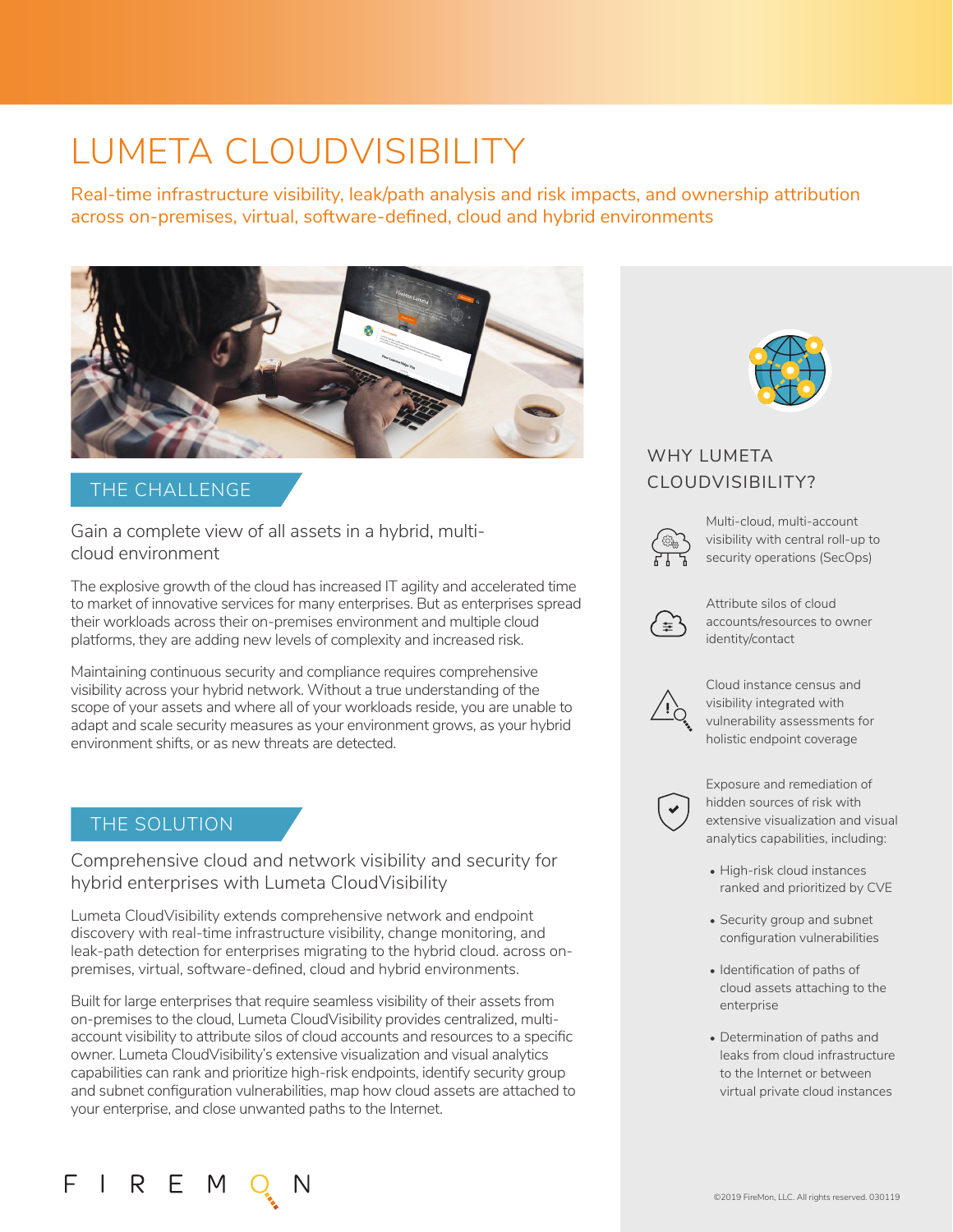# LUMETA CLOUDVISIBILITY

Real-time infrastructure visibility, leak/path analysis and risk impacts, and ownership attribution across on-premises, virtual, software-defined, cloud and hybrid environments

## THE CHALLENGE

### Gain a complete view of all assets in a hybrid, multi-cloud environment

The explosive growth of the cloud has increased IT agility and accelerated time to market of innovative services for many enterprises. But as enterprises spread their workloads across their on-premises environment and multiple cloud platforms, they are adding new levels of complexity and increased risk.

Maintaining continuous security and compliance requires comprehensive visibility across your hybrid network. Without a true understanding of the scope of your assets and where all of your workloads reside, you are unable to adapt and scale security measures as your environment grows, as your hybrid environment shifts, or as new threats are detected.

## THE SOLUTION

### Comprehensive cloud and network visibility and security for hybrid enterprises with Lumeta CloudVisibility

Lumeta CloudVisibility extends comprehensive network and endpoint discovery with real-time infrastructure visibility, change monitoring, and leak-path detection for enterprises migrating to the hybrid cloud. across on-premises, virtual, software-defined, cloud and hybrid environments.

Built for large enterprises that require seamless visibility of their assets from on-premises to the cloud, Lumeta CloudVisibility provides centralized, multi-account visibility to attribute silos of cloud accounts and resources to a specific owner. Lumeta CloudVisibility's extensive visualization and visual analytics capabilities can rank and prioritize high-risk endpoints, identify security group and subnet configuration vulnerabilities, map how cloud assets are attached to your enterprise, and close unwanted paths to the Internet.

## WHY LUMETA CLOUDVISIBILITY?

- Multi-cloud, multi-account visibility with central roll-up to security operations (SecOps)
- Attribute silos of cloud accounts/resources to owner identity/contact
- Cloud instance census and visibility integrated with vulnerability assessments for holistic endpoint coverage
- Exposure and remediation of hidden sources of risk with extensive visualization and visual analytics capabilities, including:
  - High-risk cloud instances ranked and prioritized by CVE
  - Security group and subnet configuration vulnerabilities
  - Identification of paths of cloud assets attaching to the enterprise
  - Determination of paths and leaks from cloud infrastructure to the Internet or between virtual private cloud instances

©2019 FireMon, LLC. All rights reserved. 030119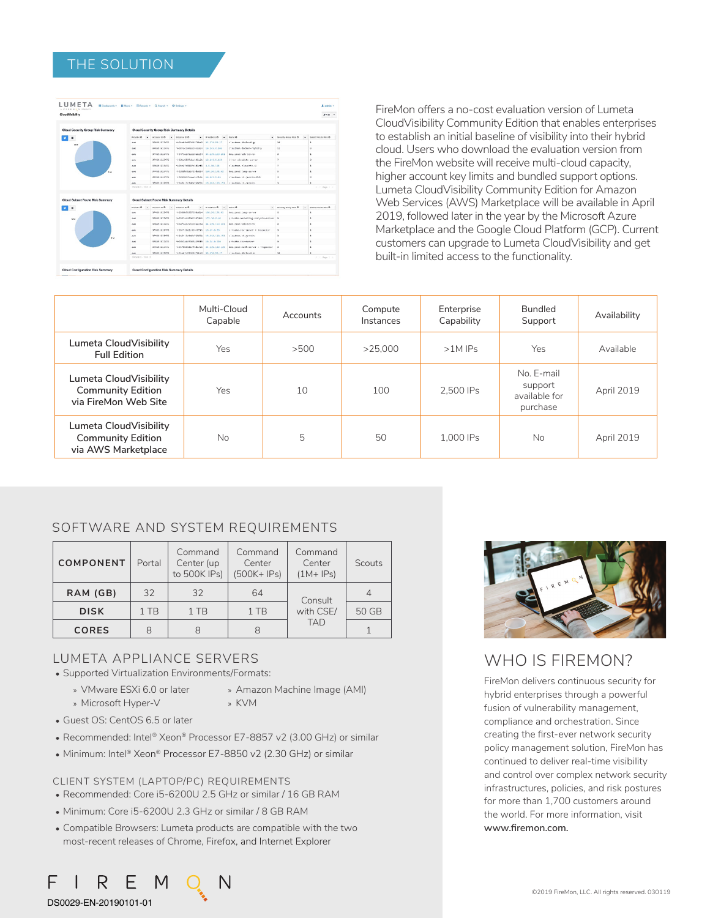## THE SOLUTION

FireMon offers a no-cost evaluation version of Lumeta CloudVisibility Community Edition that enables enterprises to establish an initial baseline of visibility into their hybrid cloud. Users who download the evaluation version from the FireMon website will receive multi-cloud capacity, higher account key limits and bundled support options. Lumeta CloudVisibility Community Edition for Amazon Web Services (AWS) Marketplace will be available in April 2019, followed later in the year by the Microsoft Azure Marketplace and the Google Cloud Platform (GCP). Current customers can upgrade to Lumeta CloudVisibility and get built-in limited access to the functionality.

| | Multi-Cloud Capable | Accounts | Compute Instances | Enterprise Capability | Bundled Support | Availability |
|---|---|---|---|---|---|---|
| Lumeta CloudVisibility Full Edition | Yes | >500 | >25,000 | >1M IPs | Yes | Available |
| Lumeta CloudVisibility Community Edition via FireMon Web Site | Yes | 10 | 100 | 2,500 IPs | No. E-mail support available for purchase | April 2019 |
| Lumeta CloudVisibility Community Edition via AWS Marketplace | No | 5 | 50 | 1,000 IPs | No | April 2019 |

## SOFTWARE AND SYSTEM REQUIREMENTS

| COMPONENT | Portal | Command Center (up to 500K IPs) | Command Center (500K+ IPs) | Command Center (1M+ IPs) | Scouts |
|---|---|---|---|---|---|
| RAM (GB) | 32 | 32 | 64 | Consult with CSE/ TAD | 4 |
| DISK | 1 TB | 1 TB | 1 TB | | 50 GB |
| CORES | 8 | 8 | 8 | | 1 |

### LUMETA APPLIANCE SERVERS

- Supported Virtualization Environments/Formats:
  - VMware ESXi 6.0 or later
  - Microsoft Hyper-V
  - Amazon Machine Image (AMI)
  - KVM
- Guest OS: CentOS 6.5 or later
- Recommended: Intel® Xeon® Processor E7-8857 v2 (3.00 GHz) or similar
- Minimum: Intel® Xeon® Processor E7-8850 v2 (2.30 GHz) or similar

### CLIENT SYSTEM (LAPTOP/PC) REQUIREMENTS

- Recommended: Core i5-6200U 2.5 GHz or similar / 16 GB RAM
- Minimum: Core i5-6200U 2.3 GHz or similar / 8 GB RAM
- Compatible Browsers: Lumeta products are compatible with the two most-recent releases of Chrome, Firefox, and Internet Explorer

## WHO IS FIREMON?

FireMon delivers continuous security for hybrid enterprises through a powerful fusion of vulnerability management, compliance and orchestration. Since creating the first-ever network security policy management solution, FireMon has continued to deliver real-time visibility and control over complex network security infrastructures, policies, and risk postures for more than 1,700 customers around the world. For more information, visit **www.firemon.com.**

FIREMON

DS0029-EN-20190101-01

©2019 FireMon, LLC. All rights reserved. 030119